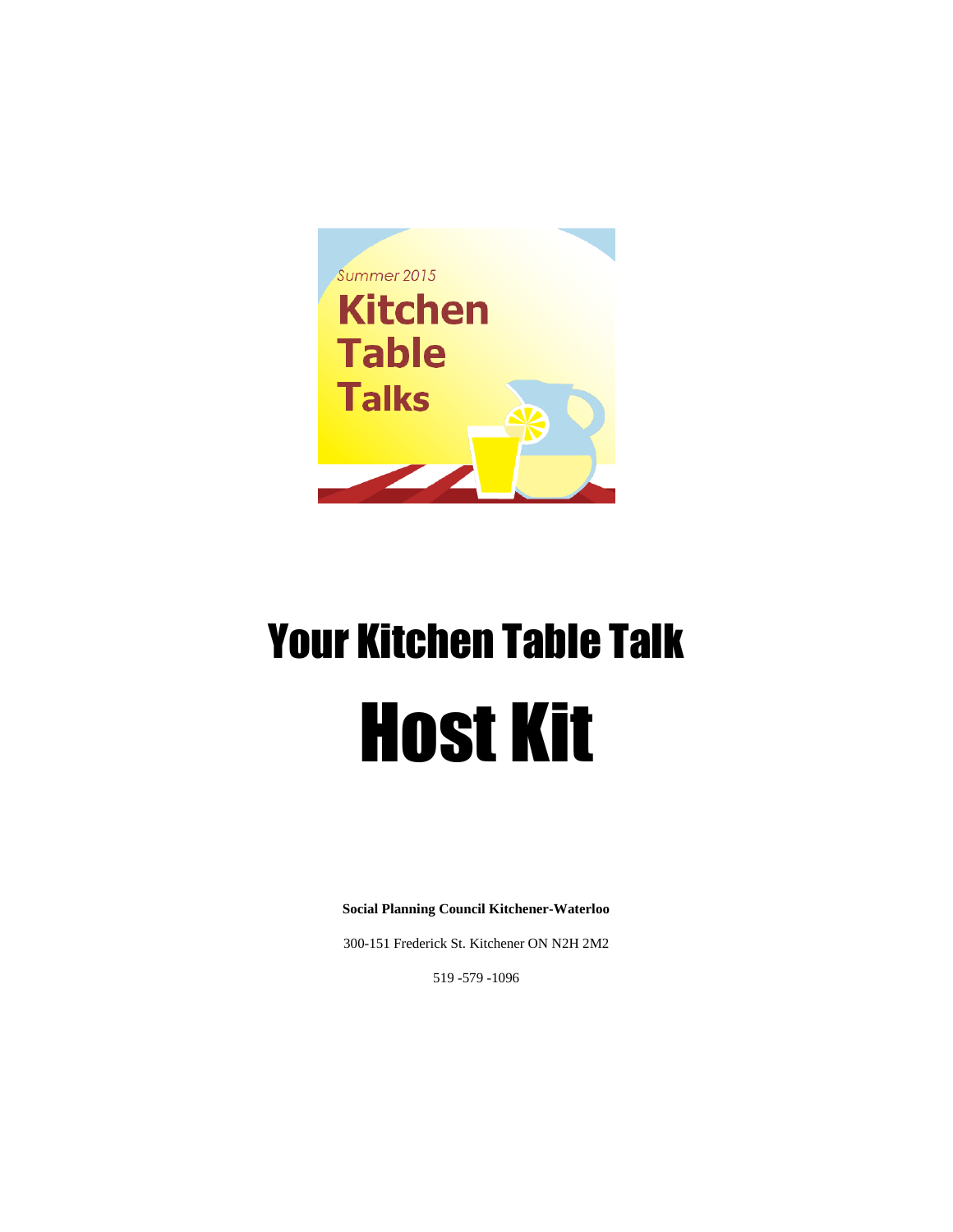Summer 2015

Kitchen Table Talks

# Your Kitchen Table Talk

# Host Kit

**Social Planning Council Kitchener-Waterloo**

300-151 Frederick St. Kitchener ON N2H 2M2

519 -579 -1096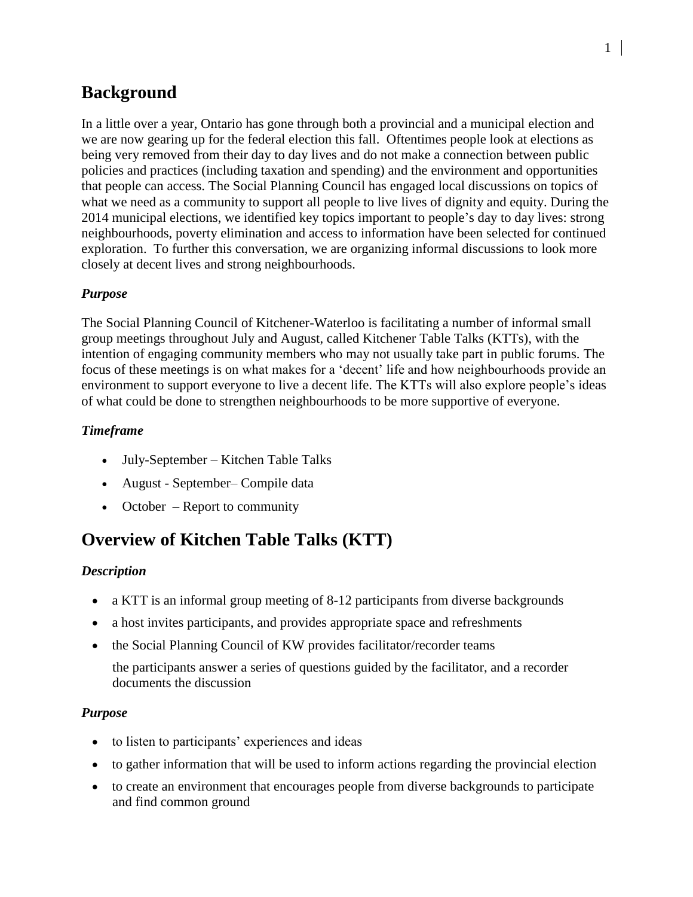## Background

In a little over a year, Ontario has gone through both a provincial and a municipal election and we are now gearing up for the federal election this fall. Oftentimes people look at elections as being very removed from their day to day lives and do not make a connection between public policies and practices (including taxation and spending) and the environment and opportunities that people can access. The Social Planning Council has engaged local discussions on topics of what we need as a community to support all people to live lives of dignity and equity. During the 2014 municipal elections, we identified key topics important to people's day to day lives: strong neighbourhoods, poverty elimination and access to information have been selected for continued exploration. To further this conversation, we are organizing informal discussions to look more closely at decent lives and strong neighbourhoods.

### *Purpose*

The Social Planning Council of Kitchener-Waterloo is facilitating a number of informal small group meetings throughout July and August, called Kitchener Table Talks (KTTs), with the intention of engaging community members who may not usually take part in public forums. The focus of these meetings is on what makes for a 'decent' life and how neighbourhoods provide an environment to support everyone to live a decent life. The KTTs will also explore people's ideas of what could be done to strengthen neighbourhoods to be more supportive of everyone.

### *Timeframe*

- July-September – Kitchen Table Talks
- August - September– Compile data
- October – Report to community

## Overview of Kitchen Table Talks (KTT)

### *Description*

- a KTT is an informal group meeting of 8-12 participants from diverse backgrounds
- a host invites participants, and provides appropriate space and refreshments
- the Social Planning Council of KW provides facilitator/recorder teams

  the participants answer a series of questions guided by the facilitator, and a recorder documents the discussion

### *Purpose*

- to listen to participants' experiences and ideas
- to gather information that will be used to inform actions regarding the provincial election
- to create an environment that encourages people from diverse backgrounds to participate and find common ground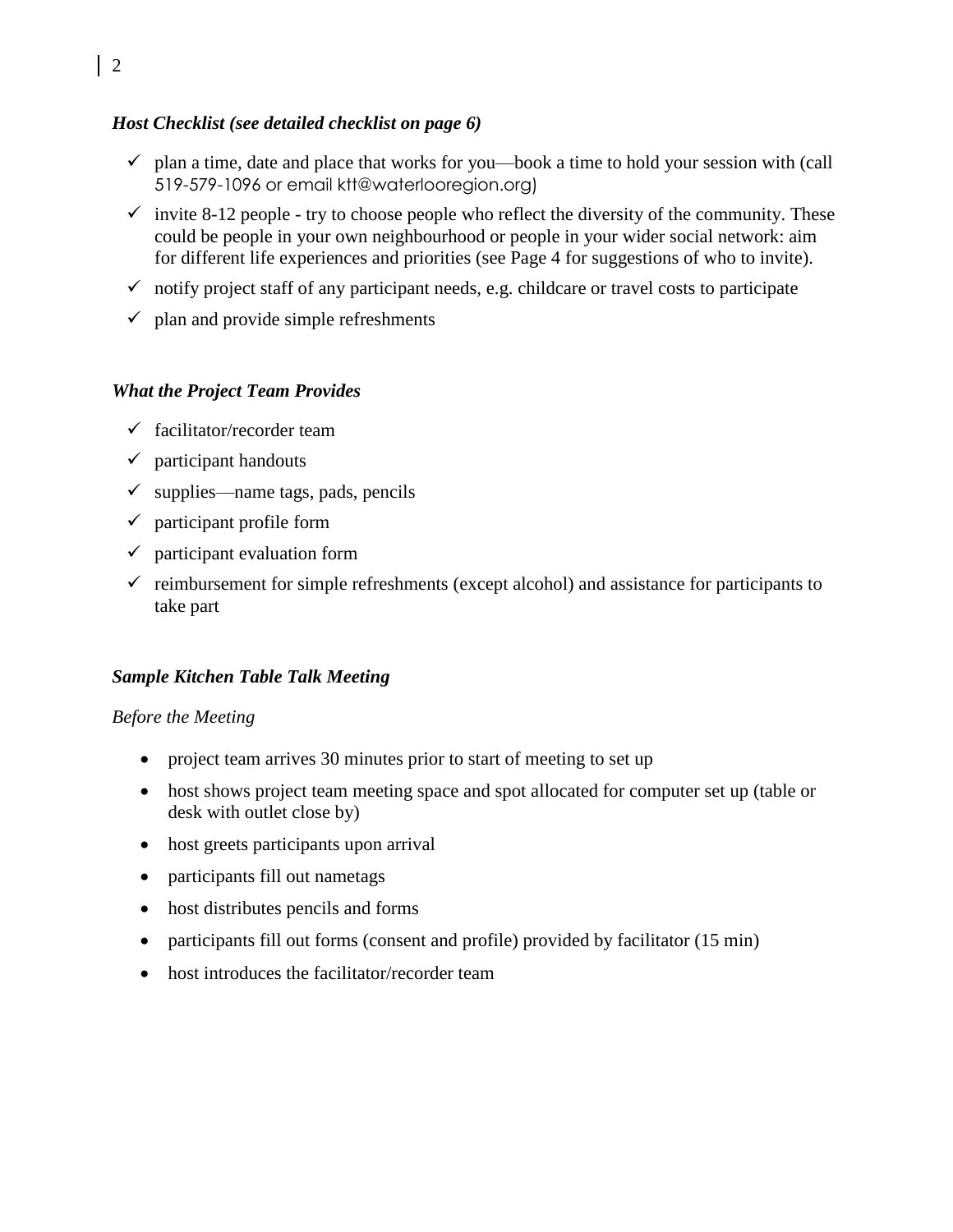### *Host Checklist (see detailed checklist on page 6)*

- ✓ plan a time, date and place that works for you—book a time to hold your session with (call 519-579-1096 or email ktt@waterlooregion.org)
- ✓ invite 8-12 people - try to choose people who reflect the diversity of the community. These could be people in your own neighbourhood or people in your wider social network: aim for different life experiences and priorities (see Page 4 for suggestions of who to invite).
- ✓ notify project staff of any participant needs, e.g. childcare or travel costs to participate
- ✓ plan and provide simple refreshments

### *What the Project Team Provides*

- ✓ facilitator/recorder team
- ✓ participant handouts
- ✓ supplies—name tags, pads, pencils
- ✓ participant profile form
- ✓ participant evaluation form
- ✓ reimbursement for simple refreshments (except alcohol) and assistance for participants to take part

### *Sample Kitchen Table Talk Meeting*

*Before the Meeting*

- project team arrives 30 minutes prior to start of meeting to set up
- host shows project team meeting space and spot allocated for computer set up (table or desk with outlet close by)
- host greets participants upon arrival
- participants fill out nametags
- host distributes pencils and forms
- participants fill out forms (consent and profile) provided by facilitator (15 min)
- host introduces the facilitator/recorder team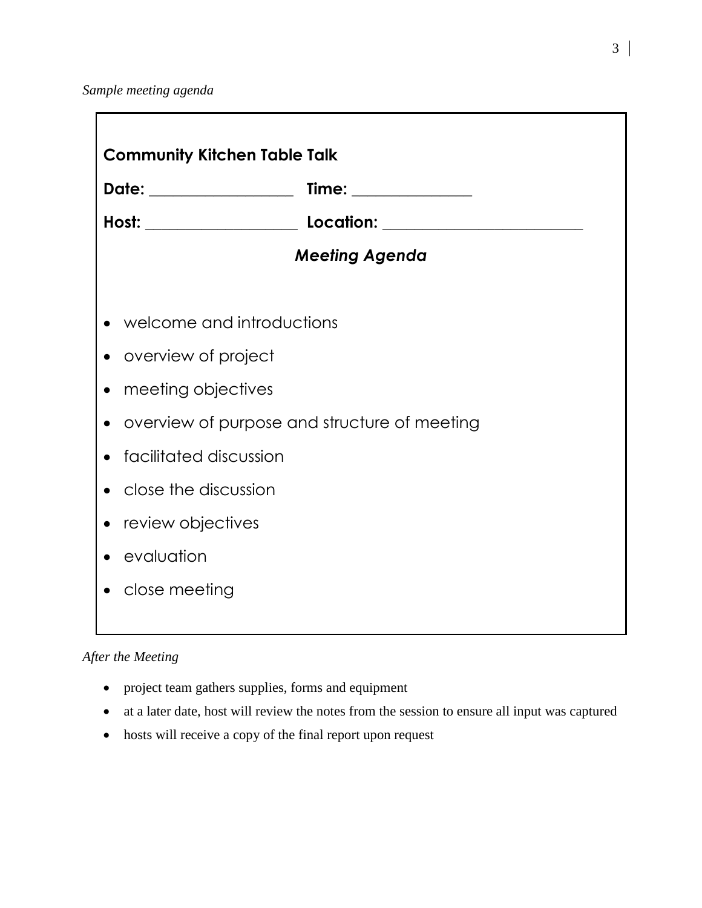*Sample meeting agenda*

**Community Kitchen Table Talk**

**Date:** ___________________ **Time:** ________________

**Host:** ____________________ **Location:** ___________________________

***Meeting Agenda***

- welcome and introductions
- overview of project
- meeting objectives
- overview of purpose and structure of meeting
- facilitated discussion
- close the discussion
- review objectives
- evaluation
- close meeting

*After the Meeting*

- project team gathers supplies, forms and equipment
- at a later date, host will review the notes from the session to ensure all input was captured
- hosts will receive a copy of the final report upon request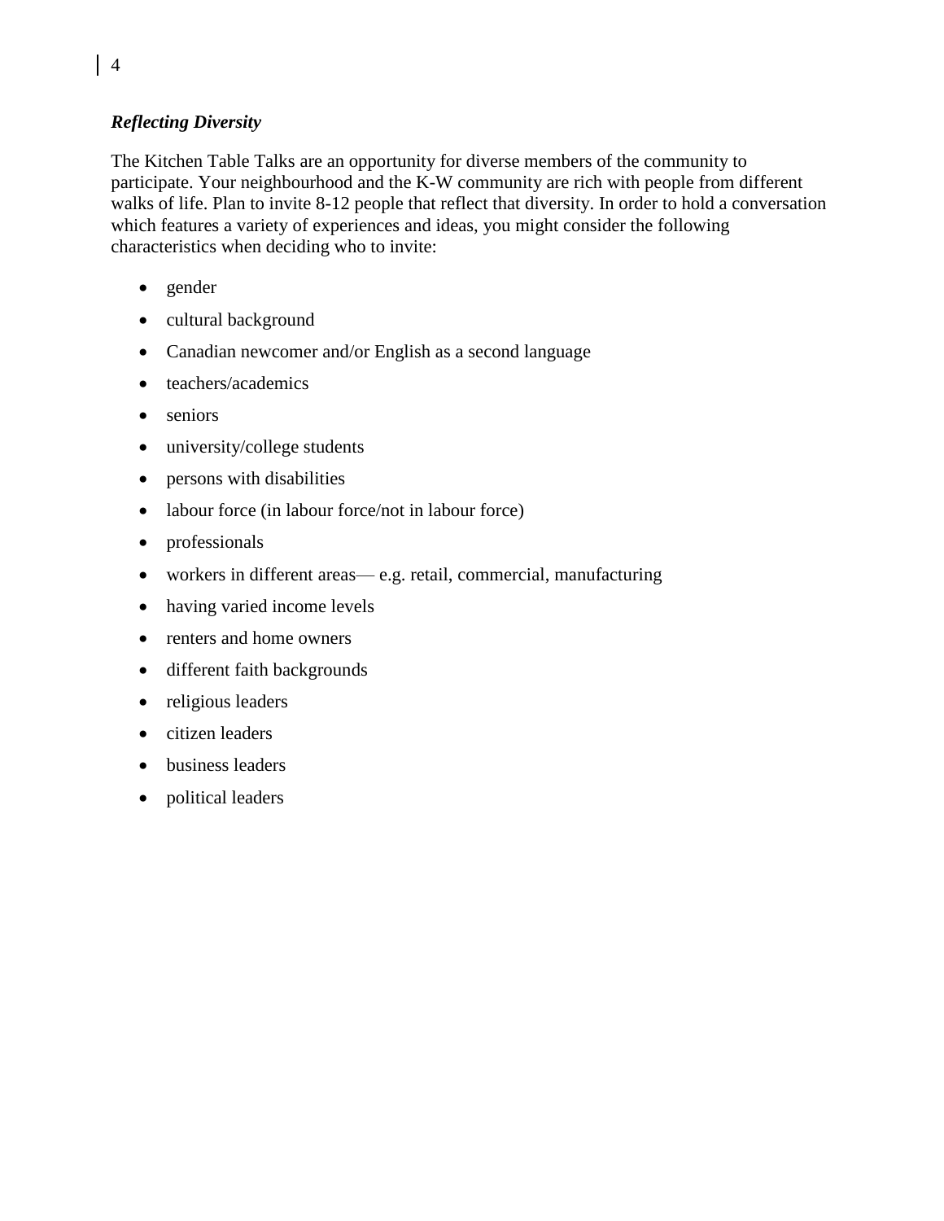### *Reflecting Diversity*

The Kitchen Table Talks are an opportunity for diverse members of the community to participate. Your neighbourhood and the K-W community are rich with people from different walks of life. Plan to invite 8-12 people that reflect that diversity. In order to hold a conversation which features a variety of experiences and ideas, you might consider the following characteristics when deciding who to invite:

- gender
- cultural background
- Canadian newcomer and/or English as a second language
- teachers/academics
- seniors
- university/college students
- persons with disabilities
- labour force (in labour force/not in labour force)
- professionals
- workers in different areas— e.g. retail, commercial, manufacturing
- having varied income levels
- renters and home owners
- different faith backgrounds
- religious leaders
- citizen leaders
- business leaders
- political leaders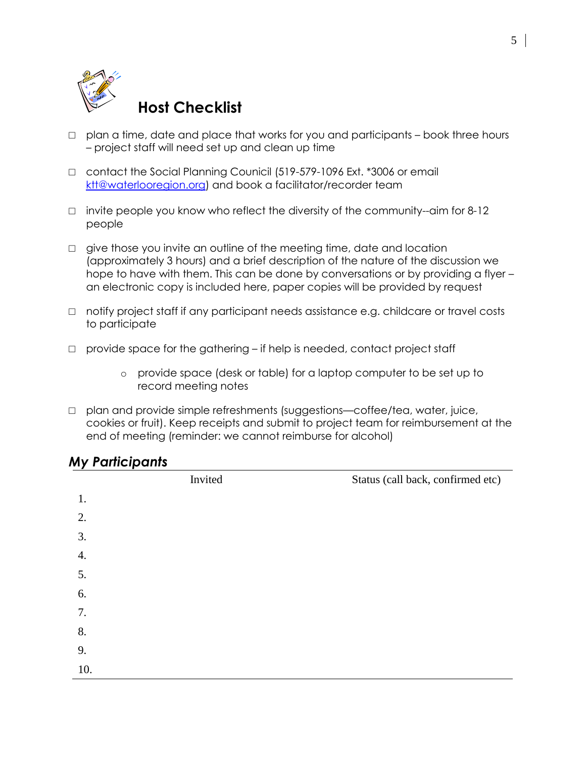## Host Checklist

- ☐ plan a time, date and place that works for you and participants – book three hours – project staff will need set up and clean up time
- ☐ contact the Social Planning Council (519-579-1096 Ext. *3006 or email ktt@waterlooregion.org) and book a facilitator/recorder team
- ☐ invite people you know who reflect the diversity of the community--aim for 8-12 people
- ☐ give those you invite an outline of the meeting time, date and location (approximately 3 hours) and a brief description of the nature of the discussion we hope to have with them. This can be done by conversations or by providing a flyer – an electronic copy is included here, paper copies will be provided by request
- ☐ notify project staff if any participant needs assistance e.g. childcare or travel costs to participate
- ☐ provide space for the gathering – if help is needed, contact project staff
    - provide space (desk or table) for a laptop computer to be set up to record meeting notes
- ☐ plan and provide simple refreshments (suggestions—coffee/tea, water, juice, cookies or fruit). Keep receipts and submit to project team for reimbursement at the end of meeting (reminder: we cannot reimburse for alcohol)

### *My Participants*

| | Invited | Status (call back, confirmed etc) |
|---|---|---|
| 1. | | |
| 2. | | |
| 3. | | |
| 4. | | |
| 5. | | |
| 6. | | |
| 7. | | |
| 8. | | |
| 9. | | |
| 10. | | |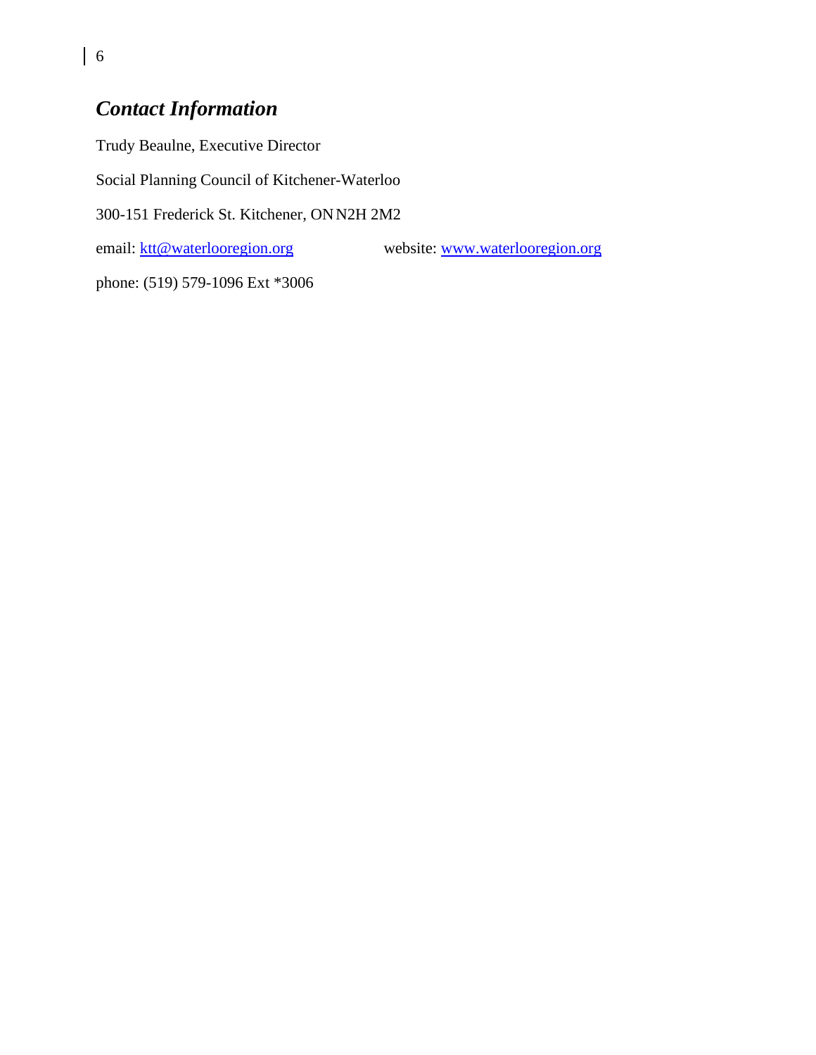## *Contact Information*

Trudy Beaulne, Executive Director

Social Planning Council of Kitchener-Waterloo

300-151 Frederick St. Kitchener, ON N2H 2M2

email: [ktt@waterlooregion.org](mailto:ktt@waterlooregion.org) website: [www.waterlooregion.org](http://www.waterlooregion.org)

phone: (519) 579-1096 Ext *3006